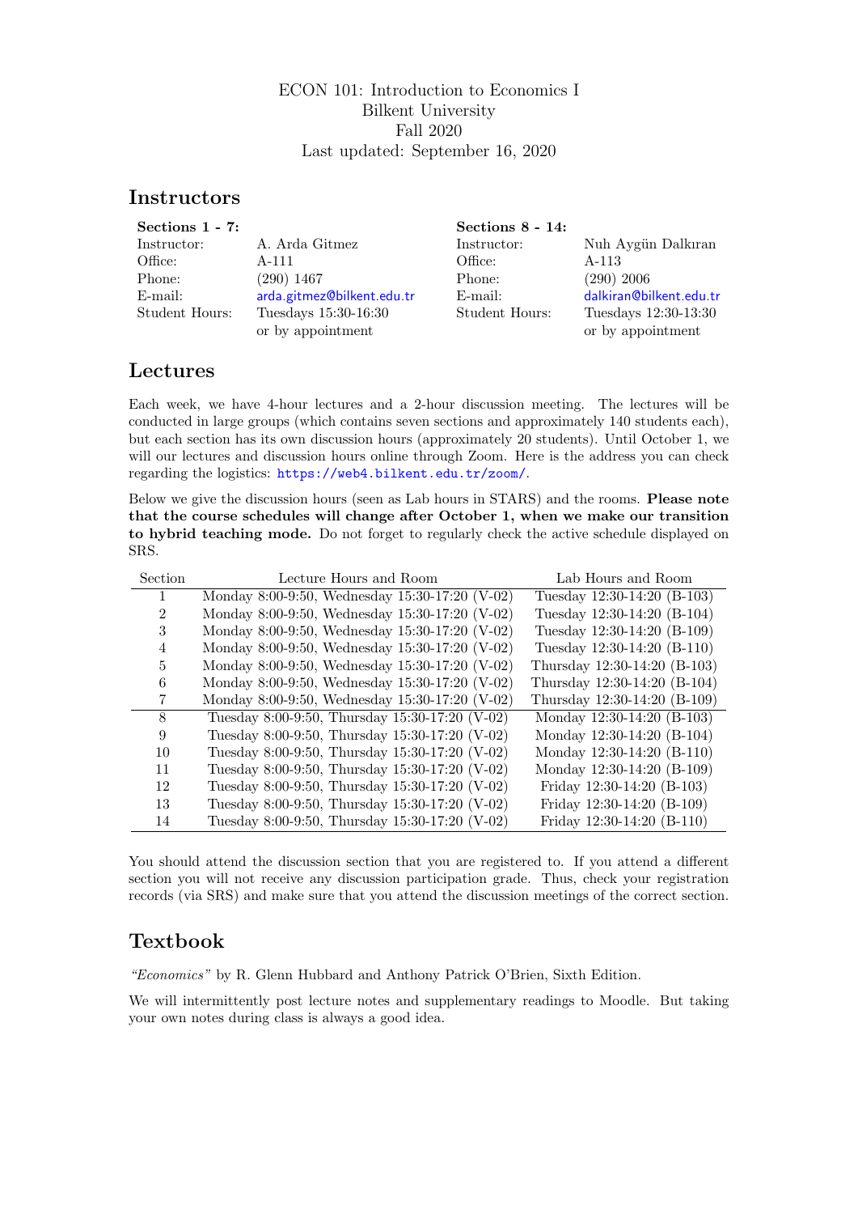ECON 101: Introduction to Economics I
Bilkent University
Fall 2020
Last updated: September 16, 2020

## Instructors

| **Sections 1 - 7:** | | **Sections 8 - 14:** | |
|---|---|---|---|
| Instructor: | A. Arda Gitmez | Instructor: | Nuh Aygün Dalkıran |
| Office: | A-111 | Office: | A-113 |
| Phone: | (290) 1467 | Phone: | (290) 2006 |
| E-mail: | arda.gitmez@bilkent.edu.tr | E-mail: | dalkiran@bilkent.edu.tr |
| Student Hours: | Tuesdays 15:30-16:30 or by appointment | Student Hours: | Tuesdays 12:30-13:30 or by appointment |

## Lectures

Each week, we have 4-hour lectures and a 2-hour discussion meeting. The lectures will be conducted in large groups (which contains seven sections and approximately 140 students each), but each section has its own discussion hours (approximately 20 students). Until October 1, we will our lectures and discussion hours online through Zoom. Here is the address you can check regarding the logistics: https://web4.bilkent.edu.tr/zoom/.

Below we give the discussion hours (seen as Lab hours in STARS) and the rooms. **Please note that the course schedules will change after October 1, when we make our transition to hybrid teaching mode.** Do not forget to regularly check the active schedule displayed on SRS.

| Section | Lecture Hours and Room | Lab Hours and Room |
|---|---|---|
| 1 | Monday 8:00-9:50, Wednesday 15:30-17:20 (V-02) | Tuesday 12:30-14:20 (B-103) |
| 2 | Monday 8:00-9:50, Wednesday 15:30-17:20 (V-02) | Tuesday 12:30-14:20 (B-104) |
| 3 | Monday 8:00-9:50, Wednesday 15:30-17:20 (V-02) | Tuesday 12:30-14:20 (B-109) |
| 4 | Monday 8:00-9:50, Wednesday 15:30-17:20 (V-02) | Tuesday 12:30-14:20 (B-110) |
| 5 | Monday 8:00-9:50, Wednesday 15:30-17:20 (V-02) | Thursday 12:30-14:20 (B-103) |
| 6 | Monday 8:00-9:50, Wednesday 15:30-17:20 (V-02) | Thursday 12:30-14:20 (B-104) |
| 7 | Monday 8:00-9:50, Wednesday 15:30-17:20 (V-02) | Thursday 12:30-14:20 (B-109) |
| 8 | Tuesday 8:00-9:50, Thursday 15:30-17:20 (V-02) | Monday 12:30-14:20 (B-103) |
| 9 | Tuesday 8:00-9:50, Thursday 15:30-17:20 (V-02) | Monday 12:30-14:20 (B-104) |
| 10 | Tuesday 8:00-9:50, Thursday 15:30-17:20 (V-02) | Monday 12:30-14:20 (B-110) |
| 11 | Tuesday 8:00-9:50, Thursday 15:30-17:20 (V-02) | Monday 12:30-14:20 (B-109) |
| 12 | Tuesday 8:00-9:50, Thursday 15:30-17:20 (V-02) | Friday 12:30-14:20 (B-103) |
| 13 | Tuesday 8:00-9:50, Thursday 15:30-17:20 (V-02) | Friday 12:30-14:20 (B-109) |
| 14 | Tuesday 8:00-9:50, Thursday 15:30-17:20 (V-02) | Friday 12:30-14:20 (B-110) |

You should attend the discussion section that you are registered to. If you attend a different section you will not receive any discussion participation grade. Thus, check your registration records (via SRS) and make sure that you attend the discussion meetings of the correct section.

## Textbook

*"Economics"* by R. Glenn Hubbard and Anthony Patrick O'Brien, Sixth Edition.

We will intermittently post lecture notes and supplementary readings to Moodle. But taking your own notes during class is always a good idea.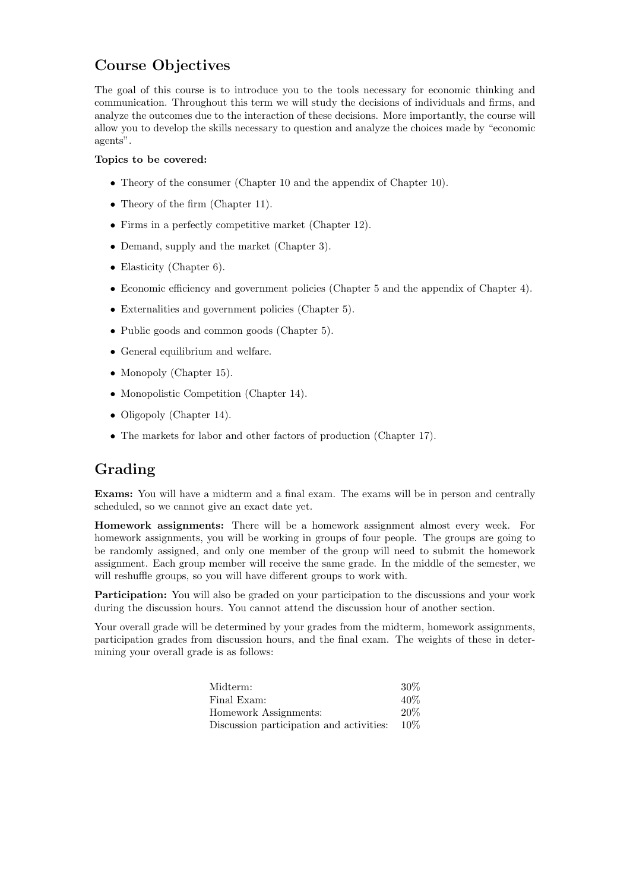## Course Objectives

The goal of this course is to introduce you to the tools necessary for economic thinking and communication. Throughout this term we will study the decisions of individuals and firms, and analyze the outcomes due to the interaction of these decisions. More importantly, the course will allow you to develop the skills necessary to question and analyze the choices made by "economic agents".

**Topics to be covered:**

- Theory of the consumer (Chapter 10 and the appendix of Chapter 10).
- Theory of the firm (Chapter 11).
- Firms in a perfectly competitive market (Chapter 12).
- Demand, supply and the market (Chapter 3).
- Elasticity (Chapter 6).
- Economic efficiency and government policies (Chapter 5 and the appendix of Chapter 4).
- Externalities and government policies (Chapter 5).
- Public goods and common goods (Chapter 5).
- General equilibrium and welfare.
- Monopoly (Chapter 15).
- Monopolistic Competition (Chapter 14).
- Oligopoly (Chapter 14).
- The markets for labor and other factors of production (Chapter 17).

## Grading

**Exams:** You will have a midterm and a final exam. The exams will be in person and centrally scheduled, so we cannot give an exact date yet.

**Homework assignments:** There will be a homework assignment almost every week. For homework assignments, you will be working in groups of four people. The groups are going to be randomly assigned, and only one member of the group will need to submit the homework assignment. Each group member will receive the same grade. In the middle of the semester, we will reshuffle groups, so you will have different groups to work with.

**Participation:** You will also be graded on your participation to the discussions and your work during the discussion hours. You cannot attend the discussion hour of another section.

Your overall grade will be determined by your grades from the midterm, homework assignments, participation grades from discussion hours, and the final exam. The weights of these in determining your overall grade is as follows:

| | |
|---|---|
| Midterm: | 30% |
| Final Exam: | 40% |
| Homework Assignments: | 20% |
| Discussion participation and activities: | 10% |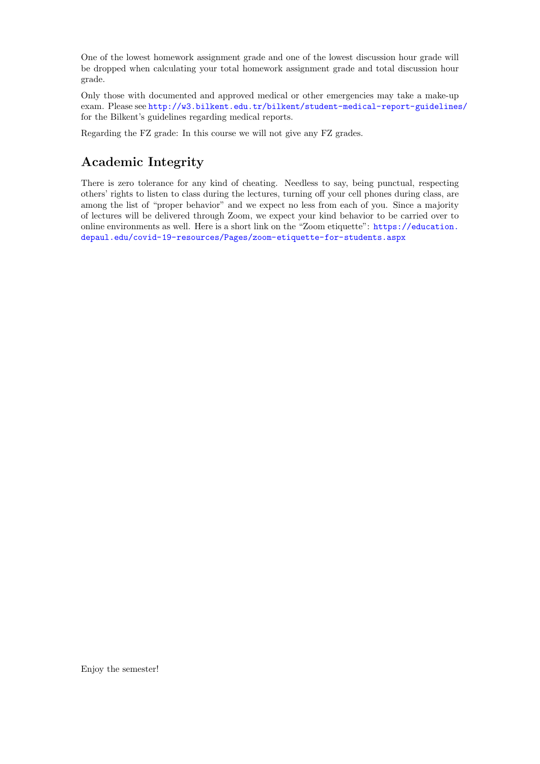One of the lowest homework assignment grade and one of the lowest discussion hour grade will be dropped when calculating your total homework assignment grade and total discussion hour grade.

Only those with documented and approved medical or other emergencies may take a make-up exam. Please see http://w3.bilkent.edu.tr/bilkent/student-medical-report-guidelines/ for the Bilkent's guidelines regarding medical reports.

Regarding the FZ grade: In this course we will not give any FZ grades.

## Academic Integrity

There is zero tolerance for any kind of cheating. Needless to say, being punctual, respecting others' rights to listen to class during the lectures, turning off your cell phones during class, are among the list of "proper behavior" and we expect no less from each of you. Since a majority of lectures will be delivered through Zoom, we expect your kind behavior to be carried over to online environments as well. Here is a short link on the "Zoom etiquette": https://education.depaul.edu/covid-19-resources/Pages/zoom-etiquette-for-students.aspx

Enjoy the semester!